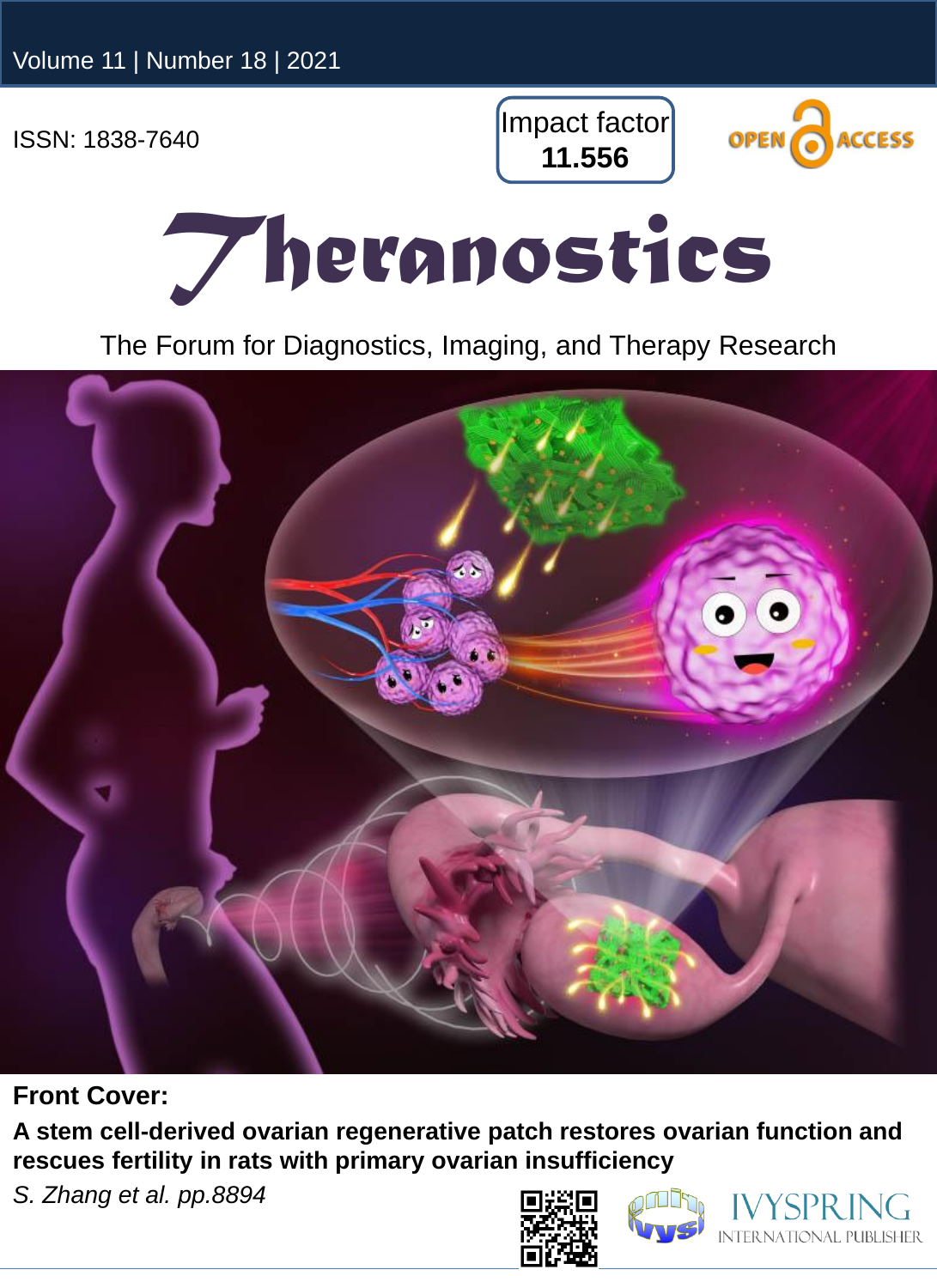Volume 11 | Number 18 | 2021

ISSN: 1838-7640

Impact factor **11.556**

OPEN ACCESS

# Theranostics

The Forum for Diagnostics, Imaging, and Therapy Research

**Front Cover:**

**A stem cell-derived ovarian regenerative patch restores ovarian function and rescues fertility in rats with primary ovarian insufficiency**

*S. Zhang et al. pp.8894*

IVYSPRING INTERNATIONAL PUBLISHER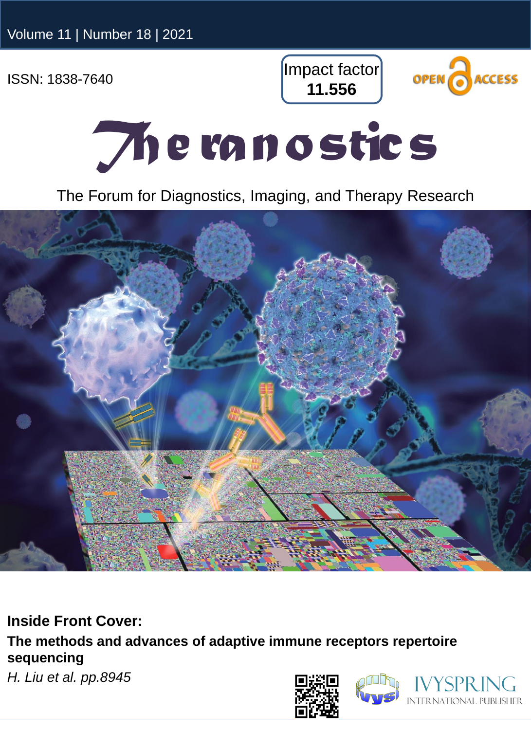Volume 11 | Number 18 | 2021

ISSN: 1838-7640

Impact factor **11.556**

OPEN ACCESS

# Theranostics

The Forum for Diagnostics, Imaging, and Therapy Research

**Inside Front Cover:**

**The methods and advances of adaptive immune receptors repertoire sequencing**

*H. Liu et al. pp.8945*

IVYSPRING INTERNATIONAL PUBLISHER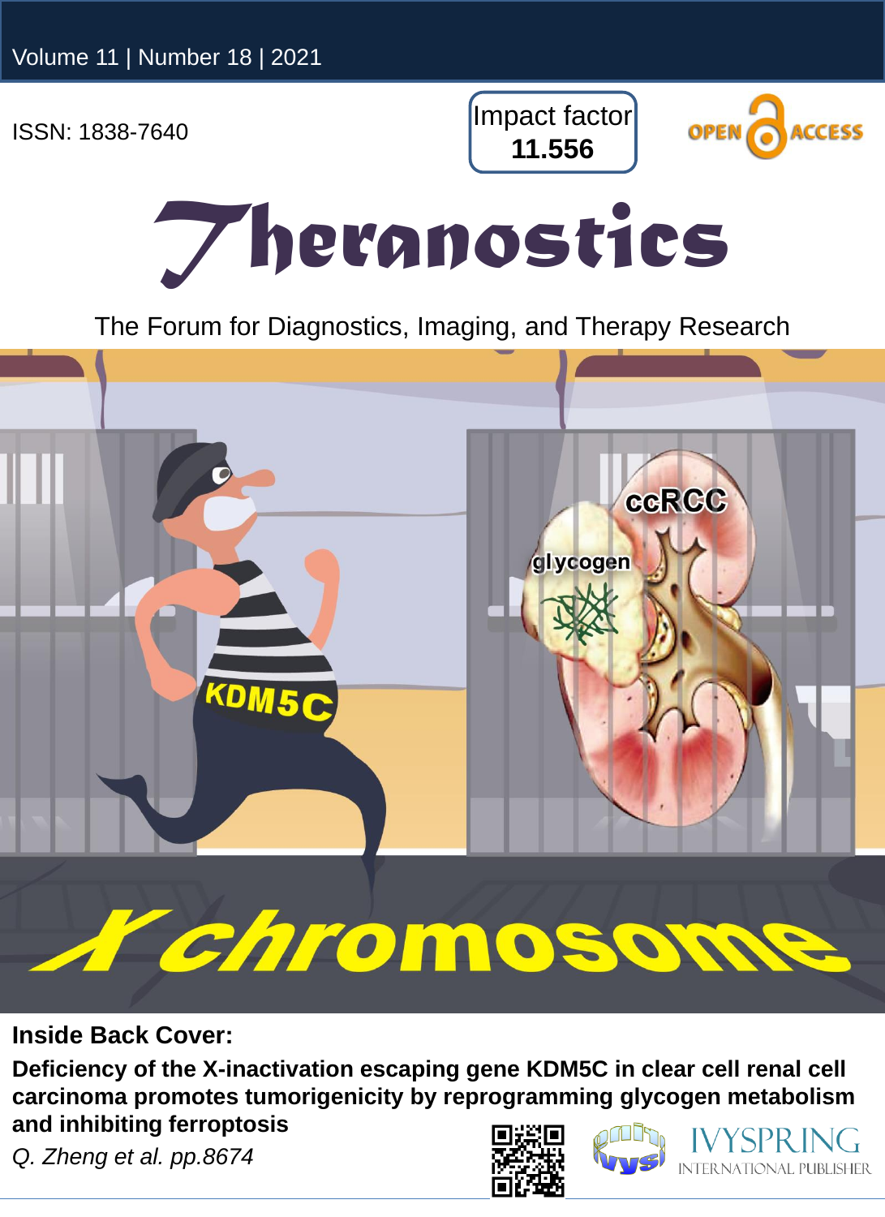Volume 11 | Number 18 | 2021

ISSN: 1838-7640

Impact factor
**11.556**

OPEN ACCESS

# Theranostics

The Forum for Diagnostics, Imaging, and Therapy Research

**Inside Back Cover:**

**Deficiency of the X-inactivation escaping gene KDM5C in clear cell renal cell carcinoma promotes tumorigenicity by reprogramming glycogen metabolism and inhibiting ferroptosis**

*Q. Zheng et al. pp.8674*

IVYSPRING
INTERNATIONAL PUBLISHER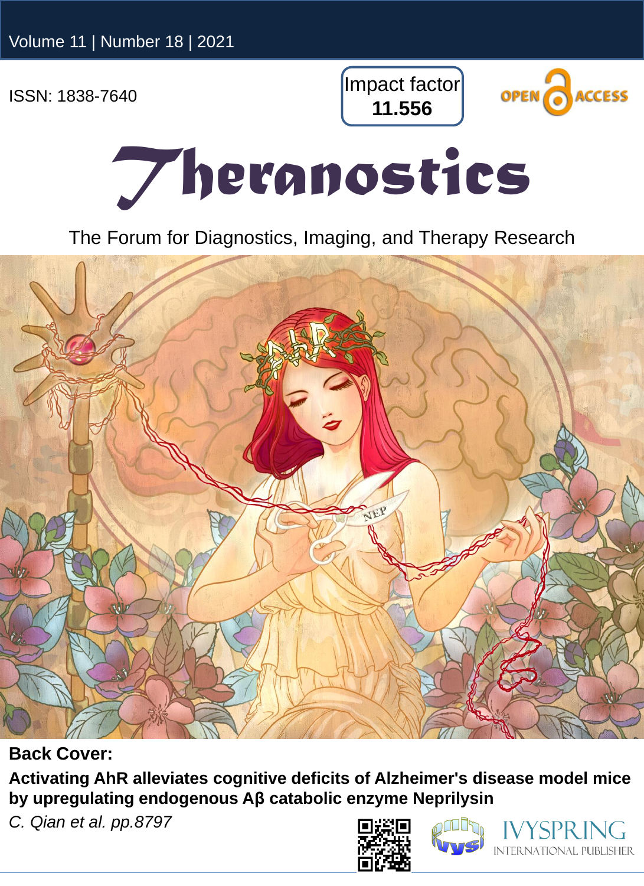Volume 11 | Number 18 | 2021

ISSN: 1838-7640

Impact factor **11.556**

OPEN ACCESS

# Theranostics

The Forum for Diagnostics, Imaging, and Therapy Research

**Back Cover:**

**Activating AhR alleviates cognitive deficits of Alzheimer's disease model mice by upregulating endogenous Aβ catabolic enzyme Neprilysin**

*C. Qian et al. pp.8797*

IVYSPRING INTERNATIONAL PUBLISHER